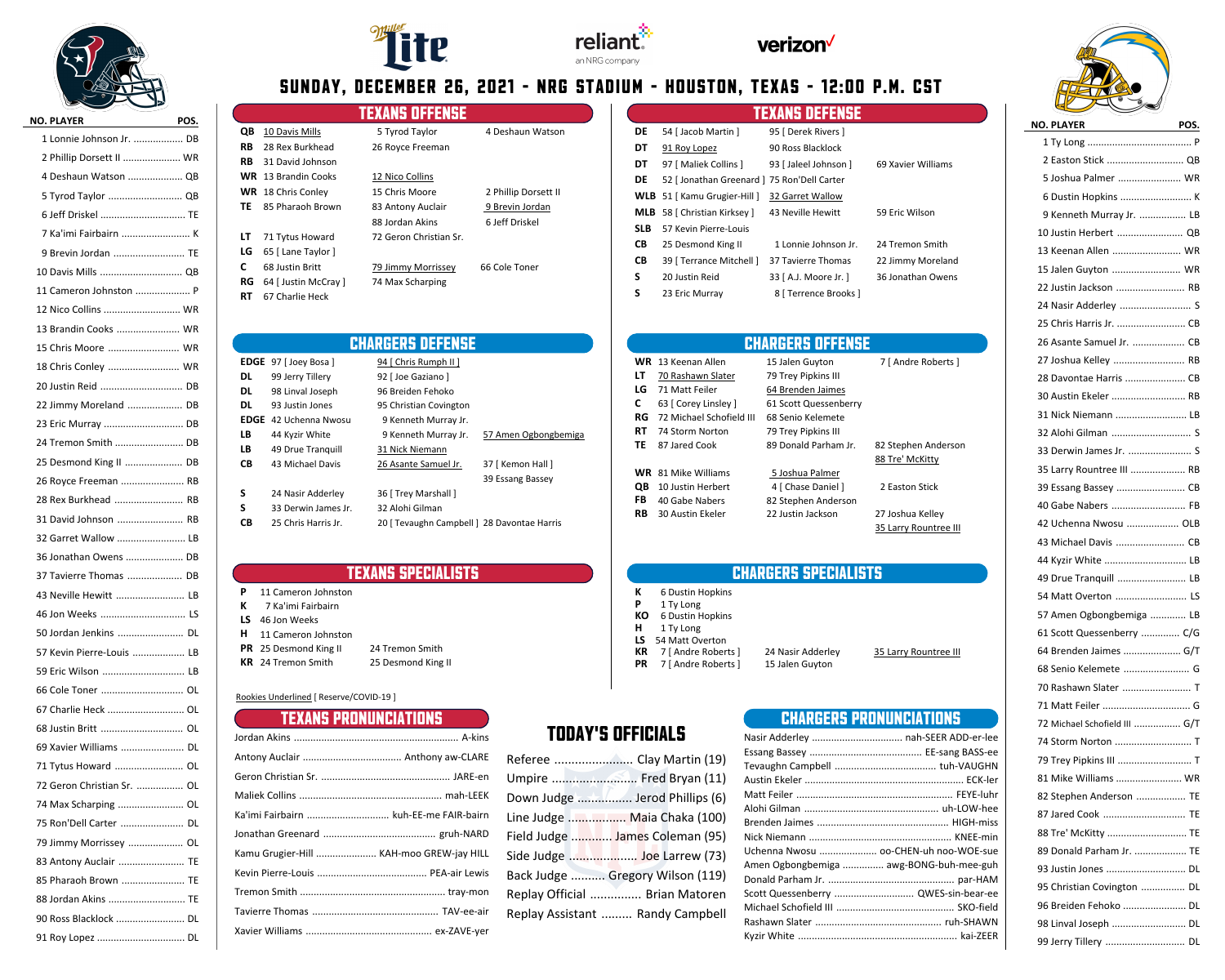# SUNDAY, DECEMBER 26, 2021 - NRG STADIUM - HOUSTON, TEXAS - 12:00 P.M. CST

## Houston Texans Roster

| NO. | PLAYER | POS. |
|---|---|---|
| 1 | Lonnie Johnson Jr. | DB |
| 2 | Phillip Dorsett II | WR |
| 4 | Deshaun Watson | QB |
| 5 | Tyrod Taylor | QB |
| 6 | Jeff Driskel | TE |
| 7 | Ka'imi Fairbairn | K |
| 9 | Brevin Jordan | TE |
| 10 | Davis Mills | QB |
| 11 | Cameron Johnston | P |
| 12 | Nico Collins | WR |
| 13 | Brandin Cooks | WR |
| 15 | Chris Moore | WR |
| 18 | Chris Conley | WR |
| 20 | Justin Reid | DB |
| 22 | Jimmy Moreland | DB |
| 23 | Eric Murray | DB |
| 24 | Tremon Smith | DB |
| 25 | Desmond King II | DB |
| 26 | Royce Freeman | RB |
| 28 | Rex Burkhead | RB |
| 31 | David Johnson | RB |
| 32 | Garret Wallow | LB |
| 36 | Jonathan Owens | DB |
| 37 | Tavierre Thomas | DB |
| 43 | Neville Hewitt | LB |
| 46 | Jon Weeks | LS |
| 50 | Jordan Jenkins | DL |
| 57 | Kevin Pierre-Louis | LB |
| 59 | Eric Wilson | LB |
| 66 | Cole Toner | OL |
| 67 | Charlie Heck | OL |
| 68 | Justin Britt | OL |
| 69 | Xavier Williams | DL |
| 71 | Tytus Howard | OL |
| 72 | Geron Christian Sr. | OL |
| 74 | Max Scharping | OL |
| 75 | Ron'Dell Carter | DL |
| 79 | Jimmy Morrissey | OL |
| 83 | Antony Auclair | TE |
| 85 | Pharaoh Brown | TE |
| 88 | Jordan Akins | TE |
| 90 | Ross Blacklock | DL |
| 91 | Roy Lopez | DL |

## TEXANS OFFENSE

| POS | 1st | 2nd | 3rd |
|---|---|---|---|
| QB | 10 Davis Mills | 5 Tyrod Taylor | 4 Deshaun Watson |
| RB | 28 Rex Burkhead | 26 Royce Freeman | |
| RB | 31 David Johnson | | |
| WR | 13 Brandin Cooks | 12 Nico Collins | |
| WR | 18 Chris Conley | 15 Chris Moore | 2 Phillip Dorsett II |
| TE | 85 Pharaoh Brown | 83 Antony Auclair | 9 Brevin Jordan |
| | | 88 Jordan Akins | 6 Jeff Driskel |
| LT | 71 Tytus Howard | 72 Geron Christian Sr. | |
| LG | 65 [ Lane Taylor ] | | |
| C | 68 Justin Britt | 79 Jimmy Morrissey | 66 Cole Toner |
| RG | 64 [ Justin McCray ] | 74 Max Scharping | |
| RT | 67 Charlie Heck | | |

## TEXANS DEFENSE

| POS | 1st | 2nd | 3rd |
|---|---|---|---|
| DE | 54 [ Jacob Martin ] | 95 [ Derek Rivers ] | |
| DT | 91 Roy Lopez | 90 Ross Blacklock | |
| DT | 97 [ Maliek Collins ] | 93 [ Jaleel Johnson ] | 69 Xavier Williams |
| DE | 52 [ Jonathan Greenard ] | 75 Ron'Dell Carter | |
| WLB | 51 [ Kamu Grugier-Hill ] | 32 Garret Wallow | |
| MLB | 58 [ Christian Kirksey ] | 43 Neville Hewitt | 59 Eric Wilson |
| SLB | 57 Kevin Pierre-Louis | | |
| CB | 25 Desmond King II | 1 Lonnie Johnson Jr. | 24 Tremon Smith |
| CB | 39 [ Terrance Mitchell ] | 37 Tavierre Thomas | 22 Jimmy Moreland |
| S | 20 Justin Reid | 33 [ A.J. Moore Jr. ] | 36 Jonathan Owens |
| S | 23 Eric Murray | 8 [ Terrence Brooks ] | |

## CHARGERS DEFENSE

| POS | 1st | 2nd | 3rd |
|---|---|---|---|
| EDGE | 97 [ Joey Bosa ] | 94 [ Chris Rumph II ] | |
| DL | 99 Jerry Tillery | 92 [ Joe Gaziano ] | |
| DL | 98 Linval Joseph | 96 Breiden Fehoko | |
| DL | 93 Justin Jones | 95 Christian Covington | |
| EDGE | 42 Uchenna Nwosu | 9 Kenneth Murray Jr. | |
| LB | 44 Kyzir White | 9 Kenneth Murray Jr. | 57 Amen Ogbongbemiga |
| LB | 49 Drue Tranquill | 31 Nick Niemann | |
| CB | 43 Michael Davis | 26 Asante Samuel Jr. | 37 [ Kemon Hall ] |
| | | | 39 Essang Bassey |
| S | 24 Nasir Adderley | 36 [ Trey Marshall ] | |
| S | 33 Derwin James Jr. | 32 Alohi Gilman | |
| CB | 25 Chris Harris Jr. | 20 [ Tevaughn Campbell ] | 28 Davontae Harris |

## CHARGERS OFFENSE

| POS | 1st | 2nd | 3rd |
|---|---|---|---|
| WR | 13 Keenan Allen | 15 Jalen Guyton | 7 [ Andre Roberts ] |
| LT | 70 Rashawn Slater | 79 Trey Pipkins III | |
| LG | 71 Matt Feiler | 64 Brenden Jaimes | |
| C | 63 [ Corey Linsley ] | 61 Scott Quessenberry | |
| RG | 72 Michael Schofield III | 68 Senio Kelemete | |
| RT | 74 Storm Norton | 79 Trey Pipkins III | |
| TE | 87 Jared Cook | 89 Donald Parham Jr. | 82 Stephen Anderson |
| | | | 88 Tre' McKitty |
| WR | 81 Mike Williams | 5 Joshua Palmer | |
| QB | 10 Justin Herbert | 4 [ Chase Daniel ] | 2 Easton Stick |
| FB | 40 Gabe Nabers | 82 Stephen Anderson | |
| RB | 30 Austin Ekeler | 22 Justin Jackson | 27 Joshua Kelley |
| | | | 35 Larry Rountree III |

## TEXANS SPECIALISTS

| POS | 1st | 2nd |
|---|---|---|
| P | 11 Cameron Johnston | |
| K | 7 Ka'imi Fairbairn | |
| LS | 46 Jon Weeks | |
| H | 11 Cameron Johnston | |
| PR | 25 Desmond King II | 24 Tremon Smith |
| KR | 24 Tremon Smith | 25 Desmond King II |

## CHARGERS SPECIALISTS

| POS | 1st | 2nd | 3rd |
|---|---|---|---|
| K | 6 Dustin Hopkins | | |
| P | 1 Ty Long | | |
| KO | 6 Dustin Hopkins | | |
| H | 1 Ty Long | | |
| LS | 54 Matt Overton | | |
| KR | 7 [ Andre Roberts ] | 24 Nasir Adderley | 35 Larry Rountree III |
| PR | 7 [ Andre Roberts ] | 15 Jalen Guyton | |

Rookies Underlined [ Reserve/COVID-19 ]

## TEXANS PRONUNCIATIONS

| Name | Pronunciation |
|---|---|
| Jordan Akins | A-kins |
| Antony Auclair | Anthony aw-CLARE |
| Geron Christian Sr. | JARE-en |
| Maliek Collins | mah-LEEK |
| Ka'imi Fairbairn | kuh-EE-me FAIR-bairn |
| Jonathan Greenard | gruh-NARD |
| Kamu Grugier-Hill | KAH-moo GREW-jay HILL |
| Kevin Pierre-Louis | PEA-air Lewis |
| Tremon Smith | tray-mon |
| Tavierre Thomas | TAV-ee-air |
| Xavier Williams | ex-ZAVE-yer |

## TODAY'S OFFICIALS

| Position | Official |
|---|---|
| Referee | Clay Martin (19) |
| Umpire | Fred Bryan (11) |
| Down Judge | Jerod Phillips (6) |
| Line Judge | Maia Chaka (100) |
| Field Judge | James Coleman (95) |
| Side Judge | Joe Larrew (73) |
| Back Judge | Gregory Wilson (119) |
| Replay Official | Brian Matoren |
| Replay Assistant | Randy Campbell |

## CHARGERS PRONUNCIATIONS

| Name | Pronunciation |
|---|---|
| Nasir Adderley | nah-SEER ADD-er-lee |
| Essang Bassey | EE-sang BASS-ee |
| Tevaughn Campbell | tuh-VAUGHN |
| Austin Ekeler | ECK-ler |
| Matt Feiler | FEYE-luhr |
| Alohi Gilman | uh-LOW-hee |
| Brenden Jaimes | HIGH-miss |
| Nick Niemann | KNEE-min |
| Uchenna Nwosu | oo-CHEN-uh noo-WOE-sue |
| Amen Ogbongbemiga | awg-BONG-buh-mee-guh |
| Donald Parham Jr. | par-HAM |
| Scott Quessenberry | QWES-sin-bear-ee |
| Michael Schofield III | SKO-field |
| Rashawn Slater | ruh-SHAWN |
| Kyzir White | kai-ZEER |

## Los Angeles Chargers Roster

| NO. | PLAYER | POS. |
|---|---|---|
| 1 | Ty Long | P |
| 2 | Easton Stick | QB |
| 5 | Joshua Palmer | WR |
| 6 | Dustin Hopkins | K |
| 9 | Kenneth Murray Jr. | LB |
| 10 | Justin Herbert | QB |
| 13 | Keenan Allen | WR |
| 15 | Jalen Guyton | WR |
| 22 | Justin Jackson | RB |
| 24 | Nasir Adderley | S |
| 25 | Chris Harris Jr. | CB |
| 26 | Asante Samuel Jr. | CB |
| 27 | Joshua Kelley | RB |
| 28 | Davontae Harris | CB |
| 30 | Austin Ekeler | RB |
| 31 | Nick Niemann | LB |
| 32 | Alohi Gilman | S |
| 33 | Derwin James Jr. | S |
| 35 | Larry Rountree III | RB |
| 39 | Essang Bassey | CB |
| 40 | Gabe Nabers | FB |
| 42 | Uchenna Nwosu | OLB |
| 43 | Michael Davis | CB |
| 44 | Kyzir White | LB |
| 49 | Drue Tranquill | LB |
| 54 | Matt Overton | LS |
| 57 | Amen Ogbongbemiga | LB |
| 61 | Scott Quessenberry | C/G |
| 64 | Brenden Jaimes | G/T |
| 68 | Senio Kelemete | G |
| 70 | Rashawn Slater | T |
| 71 | Matt Feiler | G |
| 72 | Michael Schofield III | G/T |
| 74 | Storm Norton | T |
| 79 | Trey Pipkins III | T |
| 81 | Mike Williams | WR |
| 82 | Stephen Anderson | TE |
| 87 | Jared Cook | TE |
| 88 | Tre' McKitty | TE |
| 89 | Donald Parham Jr. | TE |
| 93 | Justin Jones | DL |
| 95 | Christian Covington | DL |
| 96 | Breiden Fehoko | DL |
| 98 | Linval Joseph | DL |
| 99 | Jerry Tillery | DL |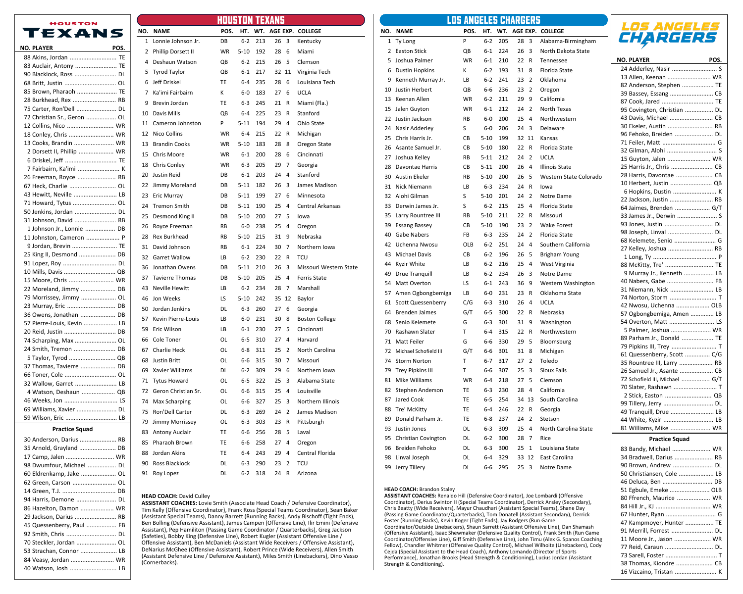# HOUSTON TEXANS

| NO. | PLAYER | POS. |
|---|---|---|
| 88 | Akins, Jordan | TE |
| 83 | Auclair, Antony | TE |
| 90 | Blacklock, Ross | DL |
| 68 | Britt, Justin | OL |
| 85 | Brown, Pharaoh | TE |
| 28 | Burkhead, Rex | RB |
| 75 | Carter, Ron'Dell | DL |
| 72 | Christian Sr., Geron | OL |
| 12 | Collins, Nico | WR |
| 18 | Conley, Chris | WR |
| 13 | Cooks, Brandin | WR |
| 2 | Dorsett II, Phillip | WR |
| 6 | Driskel, Jeff | TE |
| 7 | Fairbairn, Ka'imi | K |
| 26 | Freeman, Royce | RB |
| 67 | Heck, Charlie | OL |
| 43 | Hewitt, Neville | LB |
| 71 | Howard, Tytus | OL |
| 50 | Jenkins, Jordan | DL |
| 31 | Johnson, David | RB |
| 1 | Johnson Jr., Lonnie | DB |
| 11 | Johnston, Cameron | P |
| 9 | Jordan, Brevin | TE |
| 25 | King II, Desmond | DB |
| 91 | Lopez, Roy | DL |
| 10 | Mills, Davis | QB |
| 15 | Moore, Chris | WR |
| 22 | Moreland, Jimmy | DB |
| 79 | Morrissey, Jimmy | OL |
| 23 | Murray, Eric | DB |
| 36 | Owens, Jonathan | DB |
| 57 | Pierre-Louis, Kevin | LB |
| 20 | Reid, Justin | DB |
| 74 | Scharping, Max | OL |
| 24 | Smith, Tremon | DB |
| 5 | Taylor, Tyrod | QB |
| 37 | Thomas, Tavierre | DB |
| 66 | Toner, Cole | OL |
| 32 | Wallow, Garret | LB |
| 4 | Watson, Deshaun | QB |
| 46 | Weeks, Jon | LS |
| 69 | Williams, Xavier | DL |
| 59 | Wilson, Eric | LB |

### Practice Squad

| NO. | PLAYER | POS. |
|---|---|---|
| 30 | Anderson, Darius | RB |
| 35 | Arnold, Grayland | DB |
| 17 | Camp, Jalen | WR |
| 98 | Dwumfour, Michael | DL |
| 60 | Eldrenkamp, Jake | OL |
| 62 | Green, Carson | OL |
| 14 | Green, T.J. | DB |
| 94 | Harris, Demone | DL |
| 86 | Hazelton, Damon | WR |
| 29 | Jackson, Darius | RB |
| 45 | Quessenberry, Paul | FB |
| 92 | Smith, Chris | DL |
| 70 | Steckler, Connor | OL |
| 53 | Strachan, Connor | LB |
| 84 | Veasy, Jordan | WR |
| 40 | Watson, Josh | LB |

## HOUSTON TEXANS

| NO. | NAME | POS. | HT. | WT. | AGE | EXP. | COLLEGE |
|---|---|---|---|---|---|---|---|
| 1 | Lonnie Johnson Jr. | DB | 6-2 | 213 | 26 | 3 | Kentucky |
| 2 | Phillip Dorsett II | WR | 5-10 | 192 | 28 | 6 | Miami |
| 4 | Deshaun Watson | QB | 6-2 | 215 | 26 | 5 | Clemson |
| 5 | Tyrod Taylor | QB | 6-1 | 217 | 32 | 11 | Virginia Tech |
| 6 | Jeff Driskel | TE | 6-4 | 235 | 28 | 6 | Louisiana Tech |
| 7 | Ka'imi Fairbairn | K | 6-0 | 183 | 27 | 6 | UCLA |
| 9 | Brevin Jordan | TE | 6-3 | 245 | 21 | R | Miami (Fla.) |
| 10 | Davis Mills | QB | 6-4 | 225 | 23 | R | Stanford |
| 11 | Cameron Johnston | P | 5-11 | 194 | 29 | 4 | Ohio State |
| 12 | Nico Collins | WR | 6-4 | 215 | 22 | R | Michigan |
| 13 | Brandin Cooks | WR | 5-10 | 183 | 28 | 8 | Oregon State |
| 15 | Chris Moore | WR | 6-1 | 200 | 28 | 6 | Cincinnati |
| 18 | Chris Conley | WR | 6-3 | 205 | 29 | 7 | Georgia |
| 20 | Justin Reid | DB | 6-1 | 203 | 24 | 4 | Stanford |
| 22 | Jimmy Moreland | DB | 5-11 | 182 | 26 | 3 | James Madison |
| 23 | Eric Murray | DB | 5-11 | 199 | 27 | 6 | Minnesota |
| 24 | Tremon Smith | DB | 5-11 | 190 | 25 | 4 | Central Arkansas |
| 25 | Desmond King II | DB | 5-10 | 200 | 27 | 5 | Iowa |
| 26 | Royce Freeman | RB | 6-0 | 238 | 25 | 4 | Oregon |
| 28 | Rex Burkhead | RB | 5-10 | 215 | 31 | 9 | Nebraska |
| 31 | David Johnson | RB | 6-1 | 224 | 30 | 7 | Northern Iowa |
| 32 | Garret Wallow | LB | 6-2 | 230 | 22 | R | TCU |
| 36 | Jonathan Owens | DB | 5-11 | 210 | 26 | 3 | Missouri Western State |
| 37 | Tavierre Thomas | DB | 5-10 | 205 | 25 | 4 | Ferris State |
| 43 | Neville Hewitt | LB | 6-2 | 234 | 28 | 7 | Marshall |
| 46 | Jon Weeks | LS | 5-10 | 242 | 35 | 12 | Baylor |
| 50 | Jordan Jenkins | DL | 6-3 | 260 | 27 | 6 | Georgia |
| 57 | Kevin Pierre-Louis | LB | 6-0 | 231 | 30 | 8 | Boston College |
| 59 | Eric Wilson | LB | 6-1 | 230 | 27 | 5 | Cincinnati |
| 66 | Cole Toner | OL | 6-5 | 310 | 27 | 4 | Harvard |
| 67 | Charlie Heck | OL | 6-8 | 311 | 25 | 2 | North Carolina |
| 68 | Justin Britt | OL | 6-6 | 315 | 30 | 7 | Missouri |
| 69 | Xavier Williams | DL | 6-2 | 309 | 29 | 6 | Northern Iowa |
| 71 | Tytus Howard | OL | 6-5 | 322 | 25 | 3 | Alabama State |
| 72 | Geron Christian Sr. | OL | 6-6 | 315 | 25 | 4 | Louisville |
| 74 | Max Scharping | OL | 6-6 | 327 | 25 | 3 | Northern Illinois |
| 75 | Ron'Dell Carter | DL | 6-3 | 269 | 24 | 2 | James Madison |
| 79 | Jimmy Morrissey | OL | 6-3 | 303 | 23 | R | Pittsburgh |
| 83 | Antony Auclair | TE | 6-6 | 256 | 28 | 5 | Laval |
| 85 | Pharaoh Brown | TE | 6-6 | 258 | 27 | 4 | Oregon |
| 88 | Jordan Akins | TE | 6-4 | 243 | 29 | 4 | Central Florida |
| 90 | Ross Blacklock | DL | 6-3 | 290 | 23 | 2 | TCU |
| 91 | Roy Lopez | DL | 6-2 | 318 | 24 | R | Arizona |

**HEAD COACH:** David Culley
**ASSISTANT COACHES:** Lovie Smith (Associate Head Coach / Defensive Coordinator), Tim Kelly (Offensive Coordinator), Frank Ross (Special Teams Coordinator), Sean Baker (Assistant Special Teams), Danny Barrett (Running Backs), Andy Bischoff (Tight Ends), Ben Bolling (Defensive Assistant), James Campen (Offensive Line), Ilir Emini (Defensive Assistant), Pep Hamilton (Passing Game Coordinator / Quarterbacks), Greg Jackson (Safeties), Bobby King (Defensive Line), Robert Kugler (Assistant Offensive Line / Offensive Assistant), Ben McDaniels (Assistant Wide Receivers / Offensive Assistant), DeNarius McGhee (Offensive Assistant), Robert Prince (Wide Receivers), Allen Smith (Assistant Defensive Line / Defensive Assistant), Miles Smith (Linebackers), Dino Vasso (Cornerbacks).

## LOS ANGELES CHARGERS

| NO. | NAME | POS. | HT. | WT. | AGE | EXP. | COLLEGE |
|---|---|---|---|---|---|---|---|
| 1 | Ty Long | P | 6-2 | 205 | 28 | 3 | Alabama-Birmingham |
| 2 | Easton Stick | QB | 6-1 | 224 | 26 | 3 | North Dakota State |
| 5 | Joshua Palmer | WR | 6-1 | 210 | 22 | R | Tennessee |
| 6 | Dustin Hopkins | K | 6-2 | 193 | 31 | 8 | Florida State |
| 9 | Kenneth Murray Jr. | LB | 6-2 | 241 | 23 | 2 | Oklahoma |
| 10 | Justin Herbert | QB | 6-6 | 236 | 23 | 2 | Oregon |
| 13 | Keenan Allen | WR | 6-2 | 211 | 29 | 9 | California |
| 15 | Jalen Guyton | WR | 6-1 | 212 | 24 | 2 | North Texas |
| 22 | Justin Jackson | RB | 6-0 | 200 | 25 | 4 | Northwestern |
| 24 | Nasir Adderley | S | 6-0 | 206 | 24 | 3 | Delaware |
| 25 | Chris Harris Jr. | CB | 5-10 | 199 | 32 | 11 | Kansas |
| 26 | Asante Samuel Jr. | CB | 5-10 | 180 | 22 | R | Florida State |
| 27 | Joshua Kelley | RB | 5-11 | 212 | 24 | 2 | UCLA |
| 28 | Davontae Harris | CB | 5-11 | 200 | 26 | 4 | Illinois State |
| 30 | Austin Ekeler | RB | 5-10 | 200 | 26 | 5 | Western State Colorado |
| 31 | Nick Niemann | LB | 6-3 | 234 | 24 | R | Iowa |
| 32 | Alohi Gilman | S | 5-10 | 201 | 24 | 2 | Notre Dame |
| 33 | Derwin James Jr. | S | 6-2 | 215 | 25 | 4 | Florida State |
| 35 | Larry Rountree III | RB | 5-10 | 211 | 22 | R | Missouri |
| 39 | Essang Bassey | CB | 5-10 | 190 | 23 | 2 | Wake Forest |
| 40 | Gabe Nabers | FB | 6-3 | 235 | 24 | 2 | Florida State |
| 42 | Uchenna Nwosu | OLB | 6-2 | 251 | 24 | 4 | Southern California |
| 43 | Michael Davis | CB | 6-2 | 196 | 26 | 5 | Brigham Young |
| 44 | Kyzir White | LB | 6-2 | 216 | 25 | 4 | West Virginia |
| 49 | Drue Tranquill | LB | 6-2 | 234 | 26 | 3 | Notre Dame |
| 54 | Matt Overton | LS | 6-1 | 243 | 36 | 9 | Western Washington |
| 57 | Amen Ogbongbemiga | LB | 6-0 | 231 | 23 | R | Oklahoma State |
| 61 | Scott Quessenberry | C/G | 6-3 | 310 | 26 | 4 | UCLA |
| 64 | Brenden Jaimes | G/T | 6-5 | 300 | 22 | R | Nebraska |
| 68 | Senio Kelemete | G | 6-3 | 301 | 31 | 9 | Washington |
| 70 | Rashawn Slater | T | 6-4 | 315 | 22 | R | Northwestern |
| 71 | Matt Feiler | G | 6-6 | 330 | 29 | 5 | Bloomsburg |
| 72 | Michael Schofield III | G/T | 6-6 | 301 | 31 | 8 | Michigan |
| 74 | Storm Norton | T | 6-7 | 317 | 27 | 2 | Toledo |
| 79 | Trey Pipkins III | T | 6-6 | 307 | 25 | 3 | Sioux Falls |
| 81 | Mike Williams | WR | 6-4 | 218 | 27 | 5 | Clemson |
| 82 | Stephen Anderson | TE | 6-3 | 230 | 28 | 4 | California |
| 87 | Jared Cook | TE | 6-5 | 254 | 34 | 13 | South Carolina |
| 88 | Tre' McKitty | TE | 6-4 | 246 | 22 | R | Georgia |
| 89 | Donald Parham Jr. | TE | 6-8 | 237 | 24 | 2 | Stetson |
| 93 | Justin Jones | DL | 6-3 | 309 | 25 | 4 | North Carolina State |
| 95 | Christian Covington | DL | 6-2 | 300 | 28 | 7 | Rice |
| 96 | Breiden Fehoko | DL | 6-3 | 300 | 25 | 1 | Louisiana State |
| 98 | Linval Joseph | DL | 6-4 | 329 | 33 | 12 | East Carolina |
| 99 | Jerry Tillery | DL | 6-6 | 295 | 25 | 3 | Notre Dame |

**HEAD COACH:** Brandon Staley
**ASSISTANT COACHES:** Renaldo Hill (Defensive Coordinator), Joe Lombardi (Offensive Coordinator), Derius Swinton II (Special Teams Coordinator), Derrick Ansley (Secondary), Chris Beatty (Wide Receivers), Mayur Chaudhari (Assistant Special Teams), Shane Day (Passing Game Coordinator/Quarterbacks), Tom Donatell (Assistant Secondary), Derrick Foster (Running Backs), Kevin Koger (Tight Ends), Jay Rodgers (Run Game Coordinator/Outside Linebackers), Shaun Sarrett (Assistant Offensive Line), Dan Shamash (Offensive Assistant), Isaac Shewmaker (Defensive Quality Control), Frank Smith (Run Game Coordinator/Offensive Line), Giff Smith (Defensive Line), John Timu (Alex G. Spanos Coaching Fellow), Chandler Whitmer (Offensive Quality Control), Michael Wilhoite (Linebackers), Cody Cejda (Special Assistant to the Head Coach), Anthony Lomando (Director of Sports Performance), Jonathan Brooks (Head Strength & Conditioning), Lucius Jordan (Assistant Strength & Conditioning).

# LOS ANGELES CHARGERS

| NO. | PLAYER | POS. |
|---|---|---|
| 24 | Adderley, Nasir | S |
| 13 | Allen, Keenan | WR |
| 82 | Anderson, Stephen | TE |
| 39 | Bassey, Essang | CB |
| 87 | Cook, Jared | TE |
| 95 | Covington, Christian | DL |
| 43 | Davis, Michael | CB |
| 30 | Ekeler, Austin | RB |
| 96 | Fehoko, Breiden | DL |
| 71 | Feiler, Matt | G |
| 32 | Gilman, Alohi | S |
| 15 | Guyton, Jalen | WR |
| 25 | Harris Jr., Chris | CB |
| 28 | Harris, Davontae | CB |
| 10 | Herbert, Justin | QB |
| 6 | Hopkins, Dustin | K |
| 22 | Jackson, Justin | RB |
| 64 | Jaimes, Brenden | G/T |
| 33 | James Jr., Derwin | S |
| 93 | Jones, Justin | DL |
| 98 | Joseph, Linval | DL |
| 68 | Kelemete, Senio | G |
| 27 | Kelley, Joshua | RB |
| 1 | Long, Ty | P |
| 88 | McKitty, Tre' | TE |
| 9 | Murray Jr., Kenneth | LB |
| 40 | Nabers, Gabe | FB |
| 31 | Niemann, Nick | LB |
| 74 | Norton, Storm | T |
| 42 | Nwosu, Uchenna | OLB |
| 57 | Ogbongbemiga, Amen | LB |
| 54 | Overton, Matt | LS |
| 5 | Palmer, Joshua | WR |
| 89 | Parham Jr., Donald | TE |
| 79 | Pipkins III, Trey | T |
| 61 | Quessenberry, Scott | C/G |
| 35 | Rountree III, Larry | RB |
| 26 | Samuel Jr., Asante | CB |
| 72 | Schofield III, Michael | G/T |
| 70 | Slater, Rashawn | T |
| 2 | Stick, Easton | QB |
| 99 | Tillery, Jerry | DL |
| 49 | Tranquill, Drue | LB |
| 44 | White, Kyzir | LB |
| 81 | Williams, Mike | WR |

### Practice Squad

| NO. | PLAYER | POS. |
|---|---|---|
| 83 | Bandy, Michael | WR |
| 34 | Bradwell, Darius | RB |
| 90 | Brown, Andrew | DL |
| 50 | Christiansen, Cole | LB |
| 46 | Deluca, Ben | DB |
| 51 | Egbule, Emeke | OLB |
| 80 | Ffrench, Maurice | WR |
| 84 | Hill Jr., KJ | WR |
| 67 | Hunter, Ryan | G |
| 47 | Kampmoyer, Hunter | TE |
| 91 | Merrill, Forrest | DL |
| 11 | Moore Jr., Jason | WR |
| 77 | Reid, Caraun | DL |
| 73 | Sarell, Foster | T |
| 38 | Thomas, Kiondre | CB |
| 16 | Vizcaino, Tristan | K |